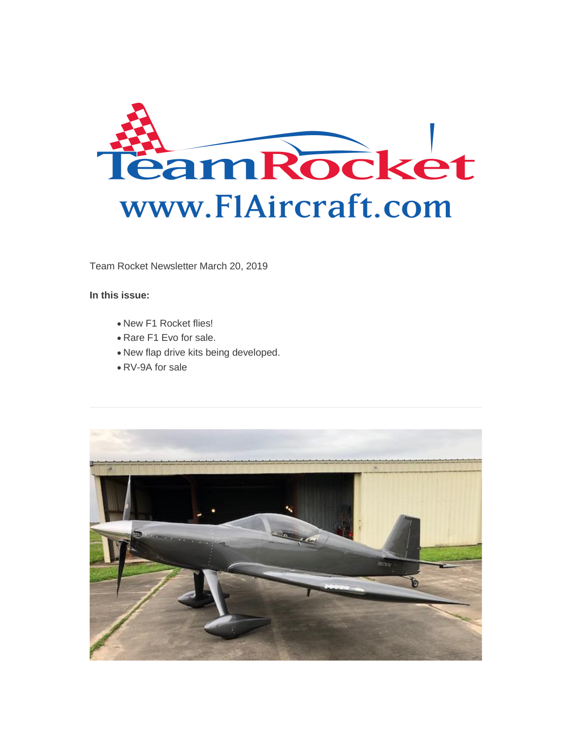Team Rocket
www.F1Aircraft.com

Team Rocket Newsletter March 20, 2019

**In this issue:**

- New F1 Rocket flies!
- Rare F1 Evo for sale.
- New flap drive kits being developed.
- RV-9A for sale

---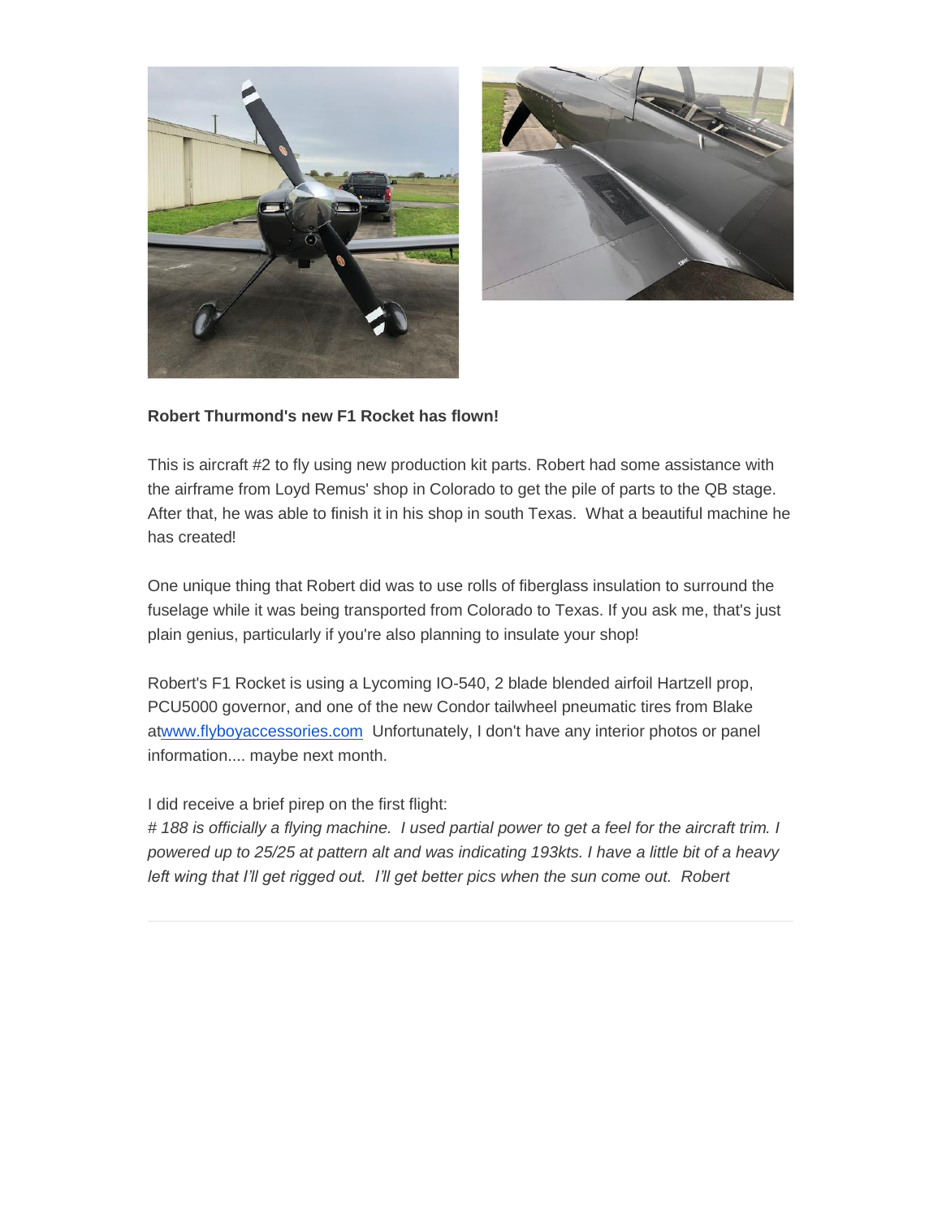**Robert Thurmond's new F1 Rocket has flown!**

This is aircraft #2 to fly using new production kit parts. Robert had some assistance with the airframe from Loyd Remus' shop in Colorado to get the pile of parts to the QB stage. After that, he was able to finish it in his shop in south Texas. What a beautiful machine he has created!

One unique thing that Robert did was to use rolls of fiberglass insulation to surround the fuselage while it was being transported from Colorado to Texas. If you ask me, that's just plain genius, particularly if you're also planning to insulate your shop!

Robert's F1 Rocket is using a Lycoming IO-540, 2 blade blended airfoil Hartzell prop, PCU5000 governor, and one of the new Condor tailwheel pneumatic tires from Blake at[www.flyboyaccessories.com](http://www.flyboyaccessories.com) Unfortunately, I don't have any interior photos or panel information.... maybe next month.

I did receive a brief pirep on the first flight:

*# 188 is officially a flying machine. I used partial power to get a feel for the aircraft trim. I powered up to 25/25 at pattern alt and was indicating 193kts. I have a little bit of a heavy left wing that I'll get rigged out. I'll get better pics when the sun come out. Robert*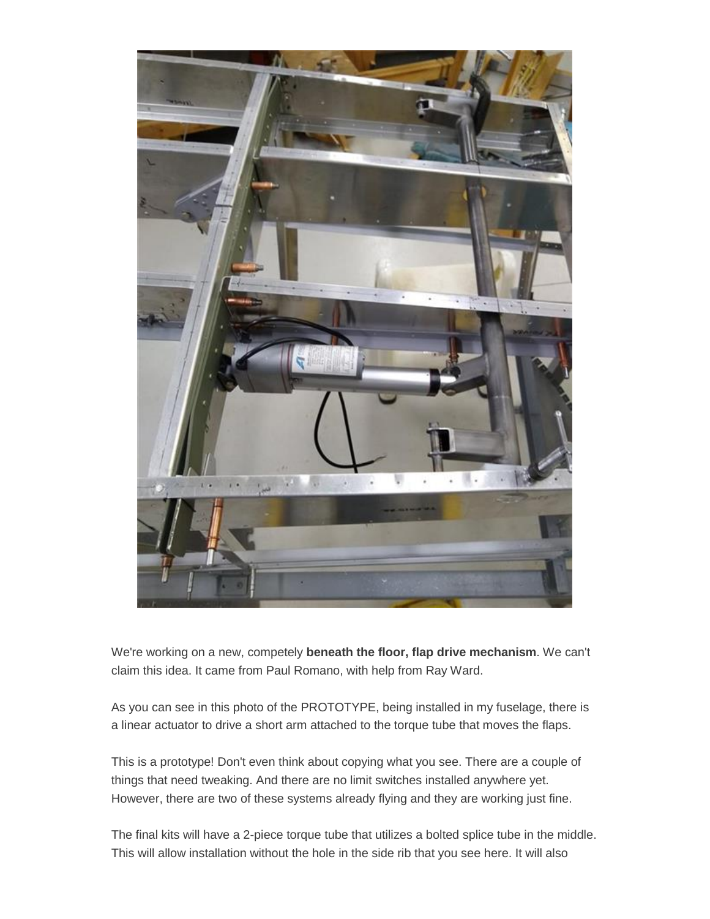We're working on a new, competely **beneath the floor, flap drive mechanism**. We can't claim this idea. It came from Paul Romano, with help from Ray Ward.

As you can see in this photo of the PROTOTYPE, being installed in my fuselage, there is a linear actuator to drive a short arm attached to the torque tube that moves the flaps.

This is a prototype! Don't even think about copying what you see. There are a couple of things that need tweaking. And there are no limit switches installed anywhere yet. However, there are two of these systems already flying and they are working just fine.

The final kits will have a 2-piece torque tube that utilizes a bolted splice tube in the middle. This will allow installation without the hole in the side rib that you see here. It will also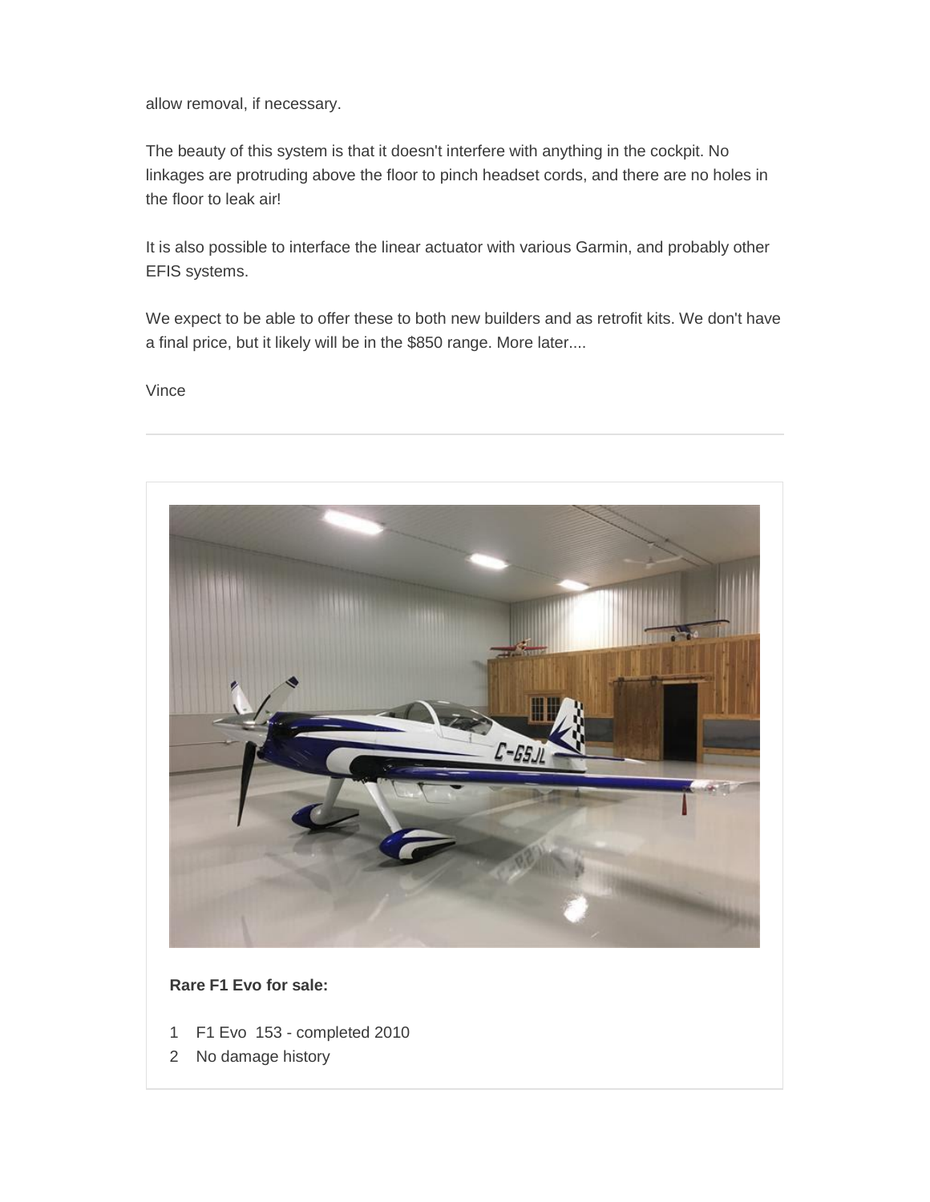allow removal, if necessary.

The beauty of this system is that it doesn't interfere with anything in the cockpit. No linkages are protruding above the floor to pinch headset cords, and there are no holes in the floor to leak air!

It is also possible to interface the linear actuator with various Garmin, and probably other EFIS systems.

We expect to be able to offer these to both new builders and as retrofit kits. We don't have a final price, but it likely will be in the $850 range. More later....

Vince

---

**Rare F1 Evo for sale:**

1. F1 Evo 153 - completed 2010
2. No damage history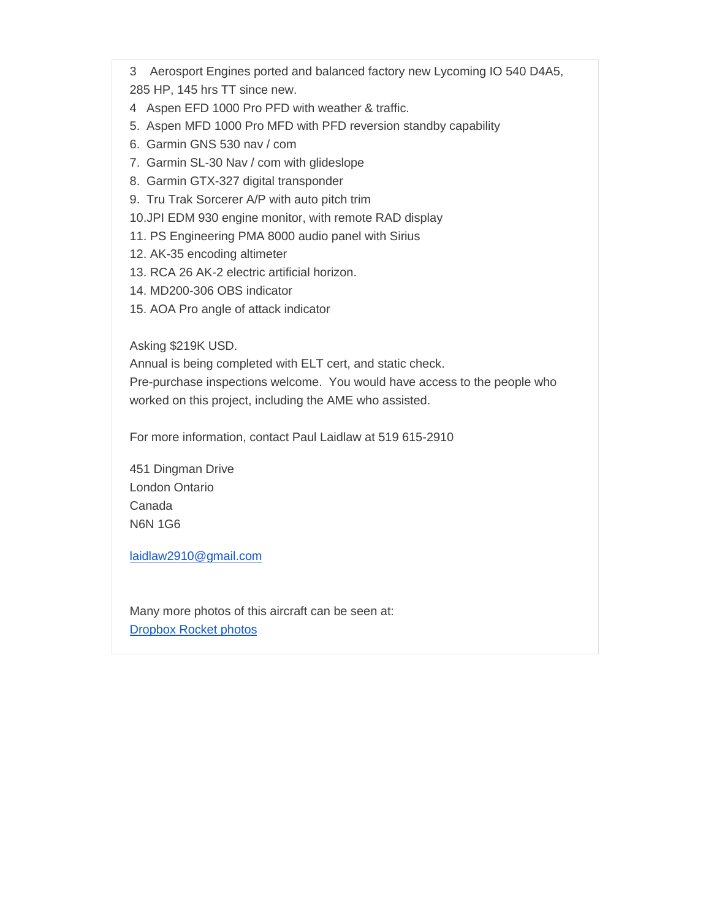3 Aerosport Engines ported and balanced factory new Lycoming IO 540 D4A5, 285 HP, 145 hrs TT since new.
4 Aspen EFD 1000 Pro PFD with weather & traffic.
5. Aspen MFD 1000 Pro MFD with PFD reversion standby capability
6. Garmin GNS 530 nav / com
7. Garmin SL-30 Nav / com with glideslope
8. Garmin GTX-327 digital transponder
9. Tru Trak Sorcerer A/P with auto pitch trim
10.JPI EDM 930 engine monitor, with remote RAD display
11. PS Engineering PMA 8000 audio panel with Sirius
12. AK-35 encoding altimeter
13. RCA 26 AK-2 electric artificial horizon.
14. MD200-306 OBS indicator
15. AOA Pro angle of attack indicator

Asking $219K USD.
Annual is being completed with ELT cert, and static check.
Pre-purchase inspections welcome. You would have access to the people who worked on this project, including the AME who assisted.

For more information, contact Paul Laidlaw at 519 615-2910

451 Dingman Drive
London Ontario
Canada
N6N 1G6

laidlaw2910@gmail.com

Many more photos of this aircraft can be seen at:
Dropbox Rocket photos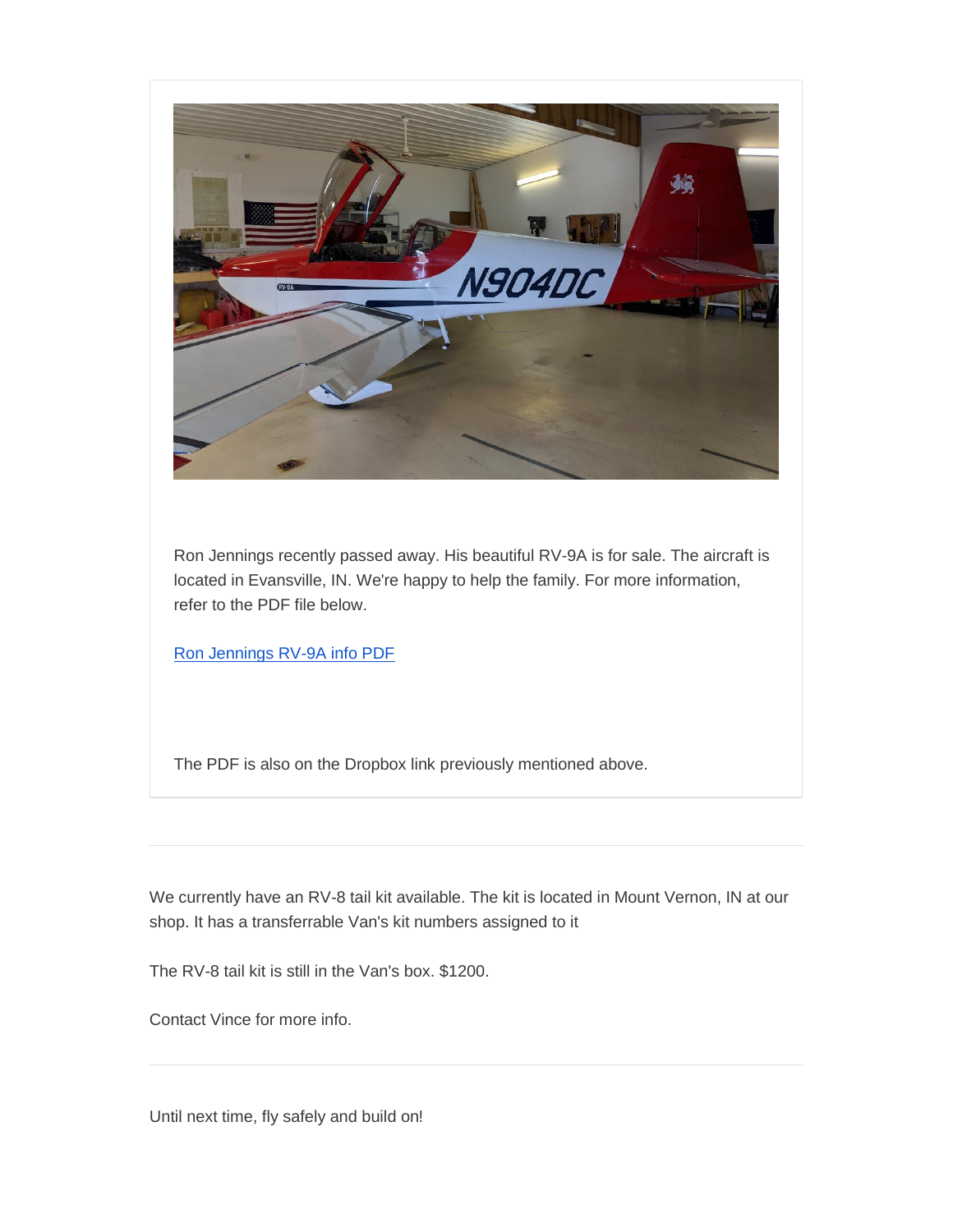Ron Jennings recently passed away. His beautiful RV-9A is for sale. The aircraft is located in Evansville, IN. We're happy to help the family. For more information, refer to the PDF file below.

[Ron Jennings RV-9A info PDF]

The PDF is also on the Dropbox link previously mentioned above.

---

We currently have an RV-8 tail kit available. The kit is located in Mount Vernon, IN at our shop. It has a transferrable Van's kit numbers assigned to it

The RV-8 tail kit is still in the Van's box. $1200.

Contact Vince for more info.

---

Until next time, fly safely and build on!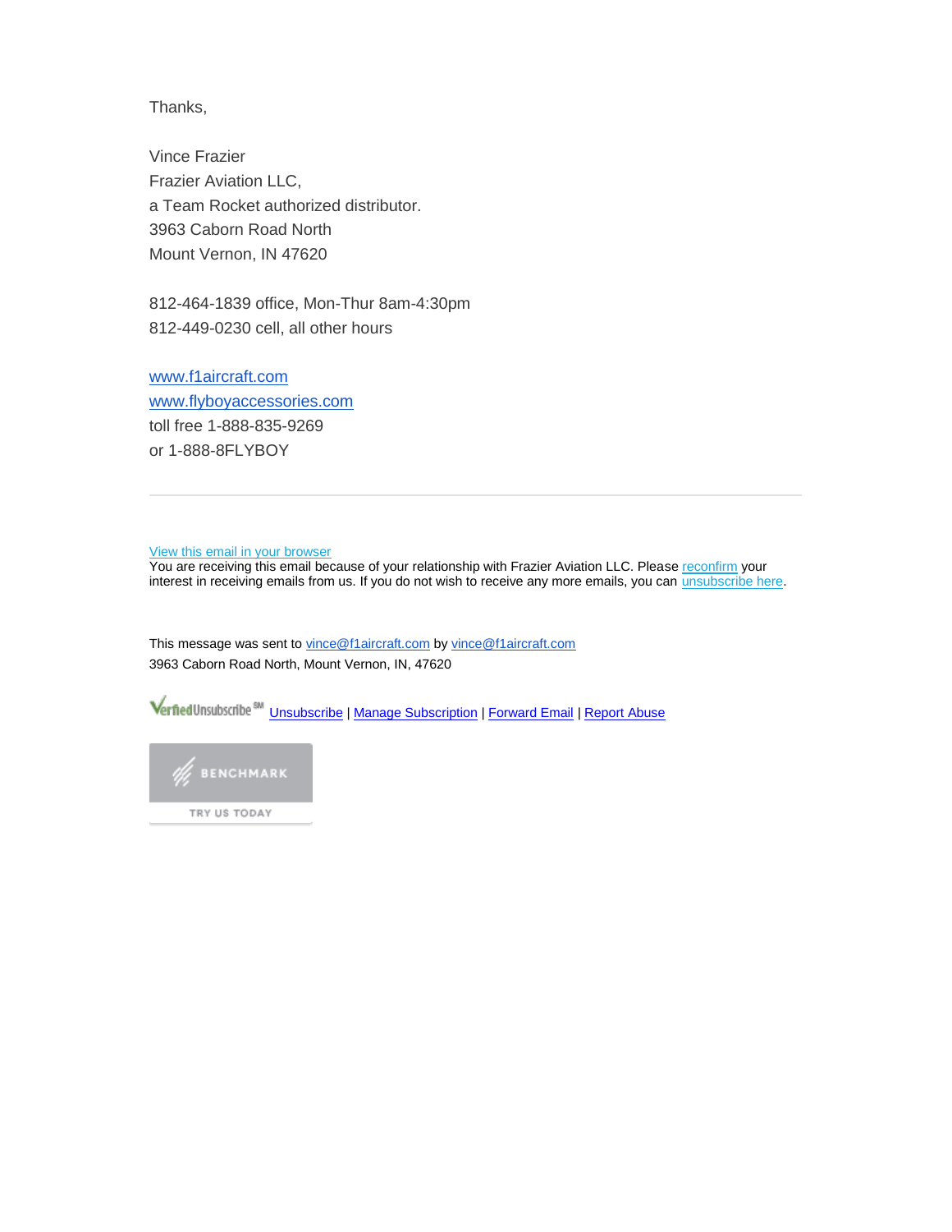Thanks,

Vince Frazier
Frazier Aviation LLC,
a Team Rocket authorized distributor.
3963 Caborn Road North
Mount Vernon, IN 47620

812-464-1839 office, Mon-Thur 8am-4:30pm
812-449-0230 cell, all other hours

www.f1aircraft.com
www.flyboyaccessories.com
toll free 1-888-835-9269
or 1-888-8FLYBOY

---

View this email in your browser
You are receiving this email because of your relationship with Frazier Aviation LLC. Please reconfirm your interest in receiving emails from us. If you do not wish to receive any more emails, you can unsubscribe here.

This message was sent to vince@f1aircraft.com by vince@f1aircraft.com
3963 Caborn Road North, Mount Vernon, IN, 47620

VerifiedUnsubscribe SM Unsubscribe | Manage Subscription | Forward Email | Report Abuse

BENCHMARK
TRY US TODAY